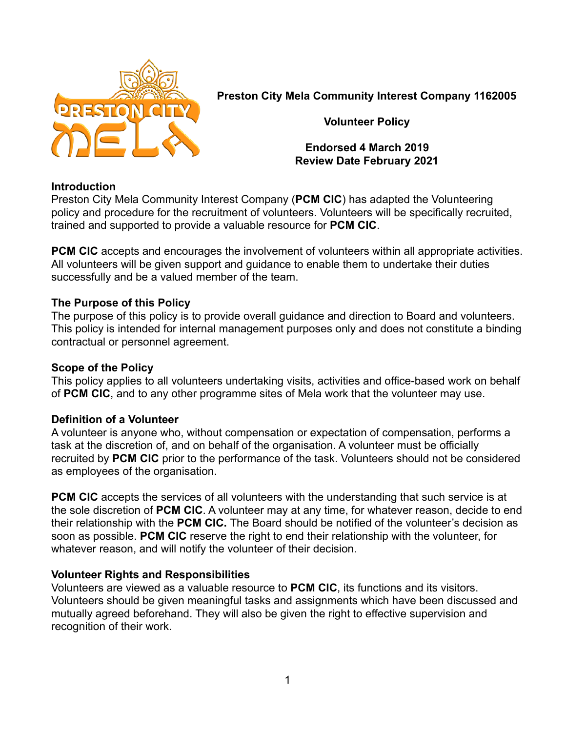**Preston City Mela Community Interest Company 1162005**

**Volunteer Policy**

**Endorsed 4 March 2019**
**Review Date February 2021**

## Introduction

Preston City Mela Community Interest Company (**PCM CIC**) has adapted the Volunteering policy and procedure for the recruitment of volunteers. Volunteers will be specifically recruited, trained and supported to provide a valuable resource for **PCM CIC**.

**PCM CIC** accepts and encourages the involvement of volunteers within all appropriate activities. All volunteers will be given support and guidance to enable them to undertake their duties successfully and be a valued member of the team.

## The Purpose of this Policy

The purpose of this policy is to provide overall guidance and direction to Board and volunteers. This policy is intended for internal management purposes only and does not constitute a binding contractual or personnel agreement.

## Scope of the Policy

This policy applies to all volunteers undertaking visits, activities and office-based work on behalf of **PCM CIC**, and to any other programme sites of Mela work that the volunteer may use.

## Definition of a Volunteer

A volunteer is anyone who, without compensation or expectation of compensation, performs a task at the discretion of, and on behalf of the organisation. A volunteer must be officially recruited by **PCM CIC** prior to the performance of the task. Volunteers should not be considered as employees of the organisation.

**PCM CIC** accepts the services of all volunteers with the understanding that such service is at the sole discretion of **PCM CIC**. A volunteer may at any time, for whatever reason, decide to end their relationship with the **PCM CIC.** The Board should be notified of the volunteer's decision as soon as possible. **PCM CIC** reserve the right to end their relationship with the volunteer, for whatever reason, and will notify the volunteer of their decision.

## Volunteer Rights and Responsibilities

Volunteers are viewed as a valuable resource to **PCM CIC**, its functions and its visitors. Volunteers should be given meaningful tasks and assignments which have been discussed and mutually agreed beforehand. They will also be given the right to effective supervision and recognition of their work.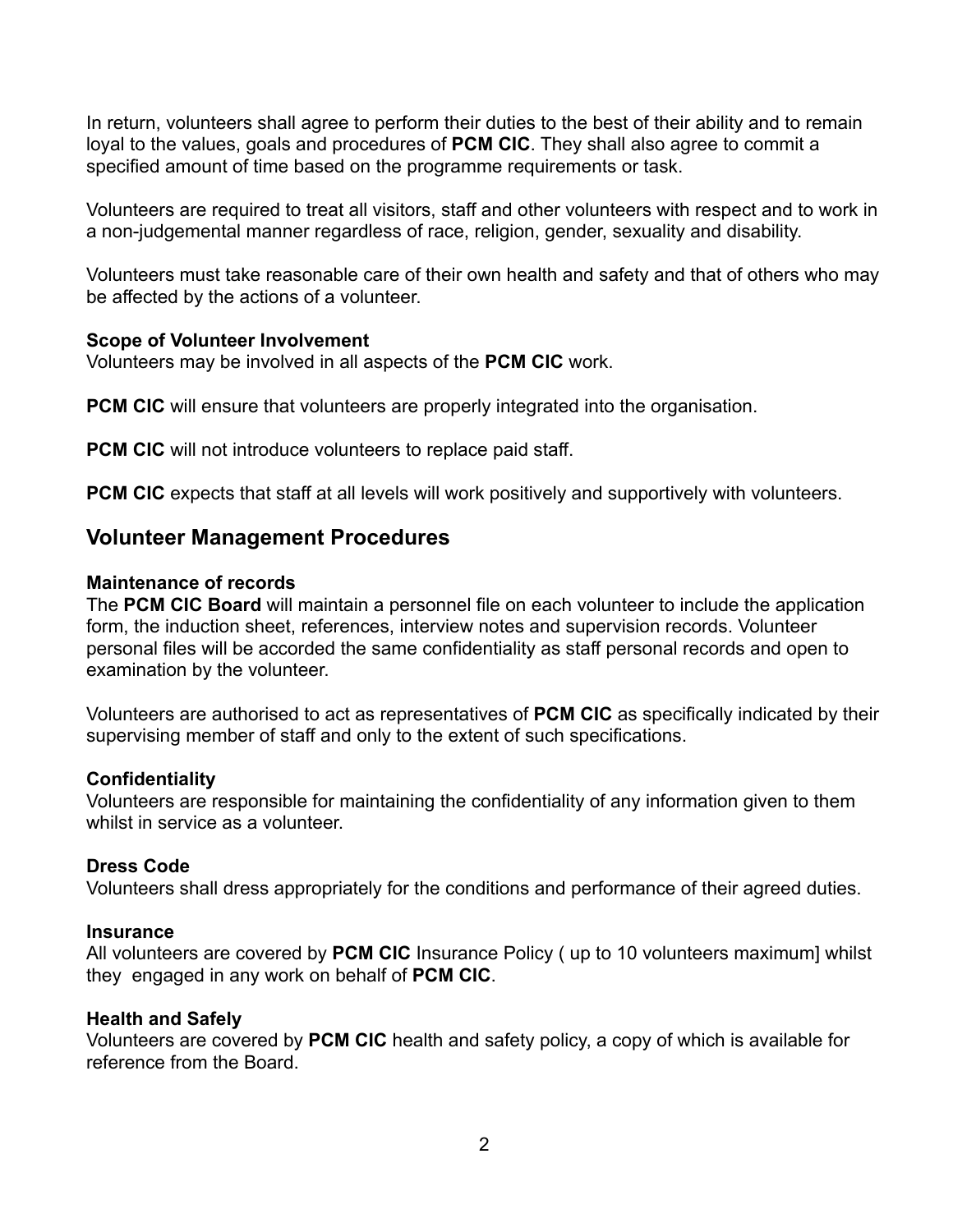In return, volunteers shall agree to perform their duties to the best of their ability and to remain loyal to the values, goals and procedures of **PCM CIC**. They shall also agree to commit a specified amount of time based on the programme requirements or task.

Volunteers are required to treat all visitors, staff and other volunteers with respect and to work in a non-judgemental manner regardless of race, religion, gender, sexuality and disability.

Volunteers must take reasonable care of their own health and safety and that of others who may be affected by the actions of a volunteer.

**Scope of Volunteer Involvement**
Volunteers may be involved in all aspects of the **PCM CIC** work.

**PCM CIC** will ensure that volunteers are properly integrated into the organisation.

**PCM CIC** will not introduce volunteers to replace paid staff.

**PCM CIC** expects that staff at all levels will work positively and supportively with volunteers.

## Volunteer Management Procedures

**Maintenance of records**
The **PCM CIC Board** will maintain a personnel file on each volunteer to include the application form, the induction sheet, references, interview notes and supervision records. Volunteer personal files will be accorded the same confidentiality as staff personal records and open to examination by the volunteer.

Volunteers are authorised to act as representatives of **PCM CIC** as specifically indicated by their supervising member of staff and only to the extent of such specifications.

**Confidentiality**
Volunteers are responsible for maintaining the confidentiality of any information given to them whilst in service as a volunteer.

**Dress Code**
Volunteers shall dress appropriately for the conditions and performance of their agreed duties.

**Insurance**
All volunteers are covered by **PCM CIC** Insurance Policy ( up to 10 volunteers maximum] whilst they engaged in any work on behalf of **PCM CIC**.

**Health and Safely**
Volunteers are covered by **PCM CIC** health and safety policy, a copy of which is available for reference from the Board.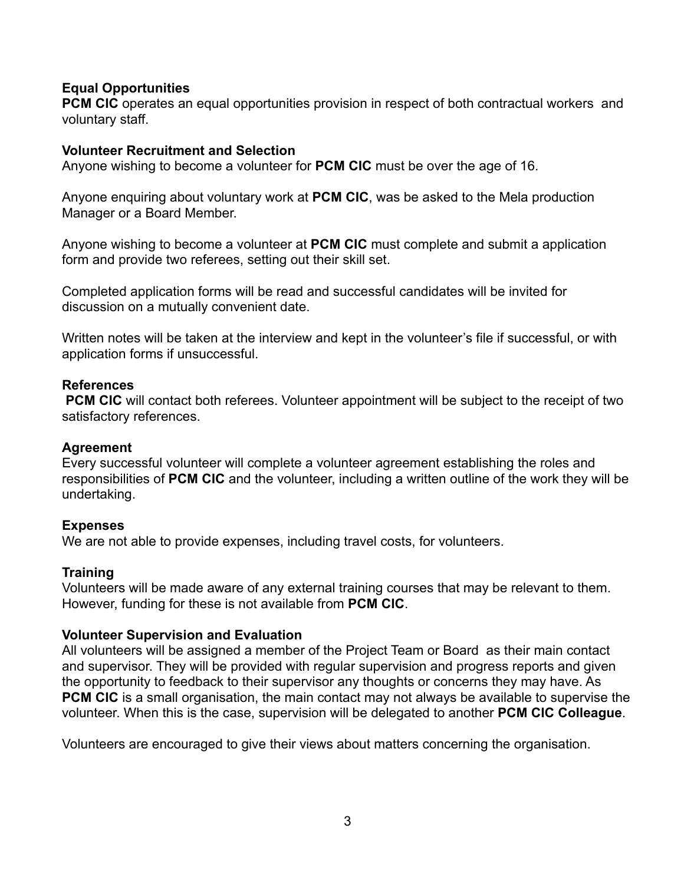## Equal Opportunities

**PCM CIC** operates an equal opportunities provision in respect of both contractual workers and voluntary staff.

## Volunteer Recruitment and Selection

Anyone wishing to become a volunteer for **PCM CIC** must be over the age of 16.

Anyone enquiring about voluntary work at **PCM CIC**, was be asked to the Mela production Manager or a Board Member.

Anyone wishing to become a volunteer at **PCM CIC** must complete and submit a application form and provide two referees, setting out their skill set.

Completed application forms will be read and successful candidates will be invited for discussion on a mutually convenient date.

Written notes will be taken at the interview and kept in the volunteer's file if successful, or with application forms if unsuccessful.

## References

**PCM CIC** will contact both referees. Volunteer appointment will be subject to the receipt of two satisfactory references.

## Agreement

Every successful volunteer will complete a volunteer agreement establishing the roles and responsibilities of **PCM CIC** and the volunteer, including a written outline of the work they will be undertaking.

## Expenses

We are not able to provide expenses, including travel costs, for volunteers.

## Training

Volunteers will be made aware of any external training courses that may be relevant to them. However, funding for these is not available from **PCM CIC**.

## Volunteer Supervision and Evaluation

All volunteers will be assigned a member of the Project Team or Board as their main contact and supervisor. They will be provided with regular supervision and progress reports and given the opportunity to feedback to their supervisor any thoughts or concerns they may have. As **PCM CIC** is a small organisation, the main contact may not always be available to supervise the volunteer. When this is the case, supervision will be delegated to another **PCM CIC Colleague**.

Volunteers are encouraged to give their views about matters concerning the organisation.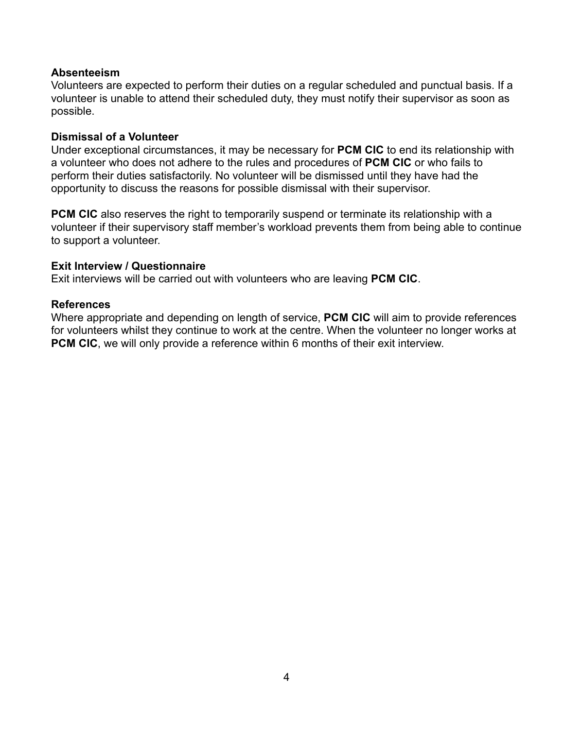**Absenteeism**

Volunteers are expected to perform their duties on a regular scheduled and punctual basis. If a volunteer is unable to attend their scheduled duty, they must notify their supervisor as soon as possible.

**Dismissal of a Volunteer**

Under exceptional circumstances, it may be necessary for **PCM CIC** to end its relationship with a volunteer who does not adhere to the rules and procedures of **PCM CIC** or who fails to perform their duties satisfactorily. No volunteer will be dismissed until they have had the opportunity to discuss the reasons for possible dismissal with their supervisor.

**PCM CIC** also reserves the right to temporarily suspend or terminate its relationship with a volunteer if their supervisory staff member's workload prevents them from being able to continue to support a volunteer.

**Exit Interview / Questionnaire**

Exit interviews will be carried out with volunteers who are leaving **PCM CIC**.

**References**

Where appropriate and depending on length of service, **PCM CIC** will aim to provide references for volunteers whilst they continue to work at the centre. When the volunteer no longer works at **PCM CIC**, we will only provide a reference within 6 months of their exit interview.